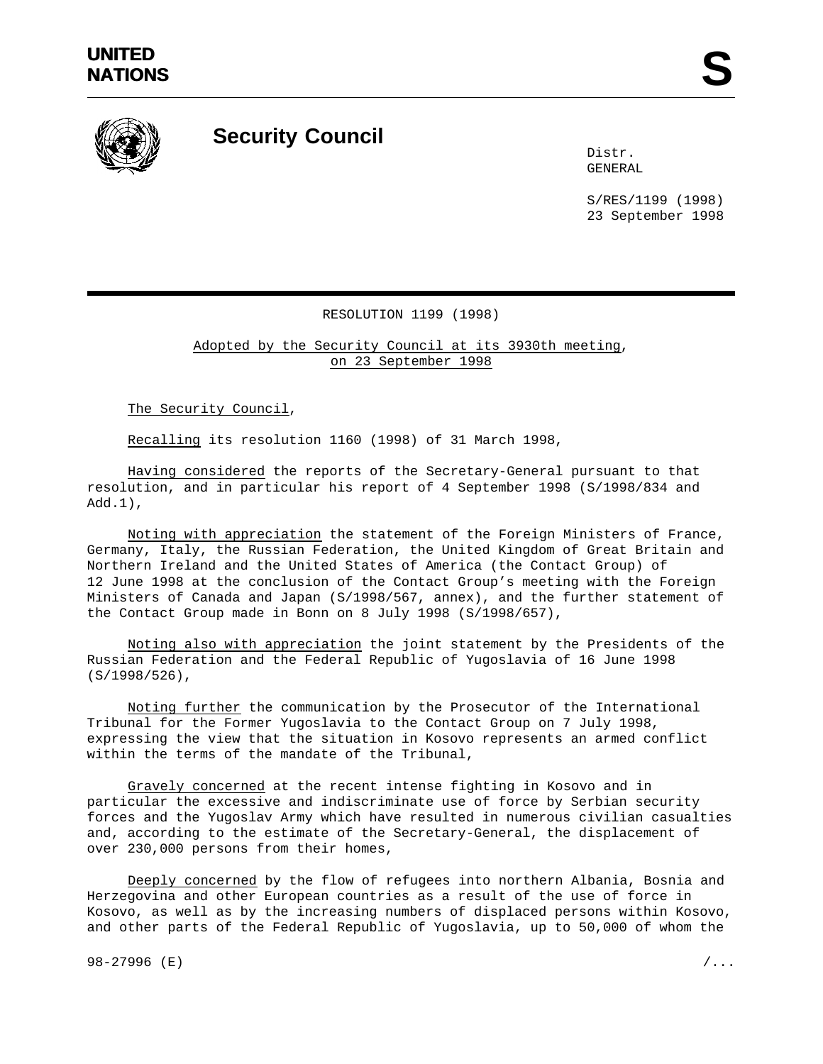UNITED
NATIONS

# S

## Security Council

Distr.
GENERAL

S/RES/1199 (1998)
23 September 1998

RESOLUTION 1199 (1998)

Adopted by the Security Council at its 3930th meeting, on 23 September 1998

The Security Council,

Recalling its resolution 1160 (1998) of 31 March 1998,

Having considered the reports of the Secretary-General pursuant to that resolution, and in particular his report of 4 September 1998 (S/1998/834 and Add.1),

Noting with appreciation the statement of the Foreign Ministers of France, Germany, Italy, the Russian Federation, the United Kingdom of Great Britain and Northern Ireland and the United States of America (the Contact Group) of 12 June 1998 at the conclusion of the Contact Group's meeting with the Foreign Ministers of Canada and Japan (S/1998/567, annex), and the further statement of the Contact Group made in Bonn on 8 July 1998 (S/1998/657),

Noting also with appreciation the joint statement by the Presidents of the Russian Federation and the Federal Republic of Yugoslavia of 16 June 1998 (S/1998/526),

Noting further the communication by the Prosecutor of the International Tribunal for the Former Yugoslavia to the Contact Group on 7 July 1998, expressing the view that the situation in Kosovo represents an armed conflict within the terms of the mandate of the Tribunal,

Gravely concerned at the recent intense fighting in Kosovo and in particular the excessive and indiscriminate use of force by Serbian security forces and the Yugoslav Army which have resulted in numerous civilian casualties and, according to the estimate of the Secretary-General, the displacement of over 230,000 persons from their homes,

Deeply concerned by the flow of refugees into northern Albania, Bosnia and Herzegovina and other European countries as a result of the use of force in Kosovo, as well as by the increasing numbers of displaced persons within Kosovo, and other parts of the Federal Republic of Yugoslavia, up to 50,000 of whom the

98-27996 (E)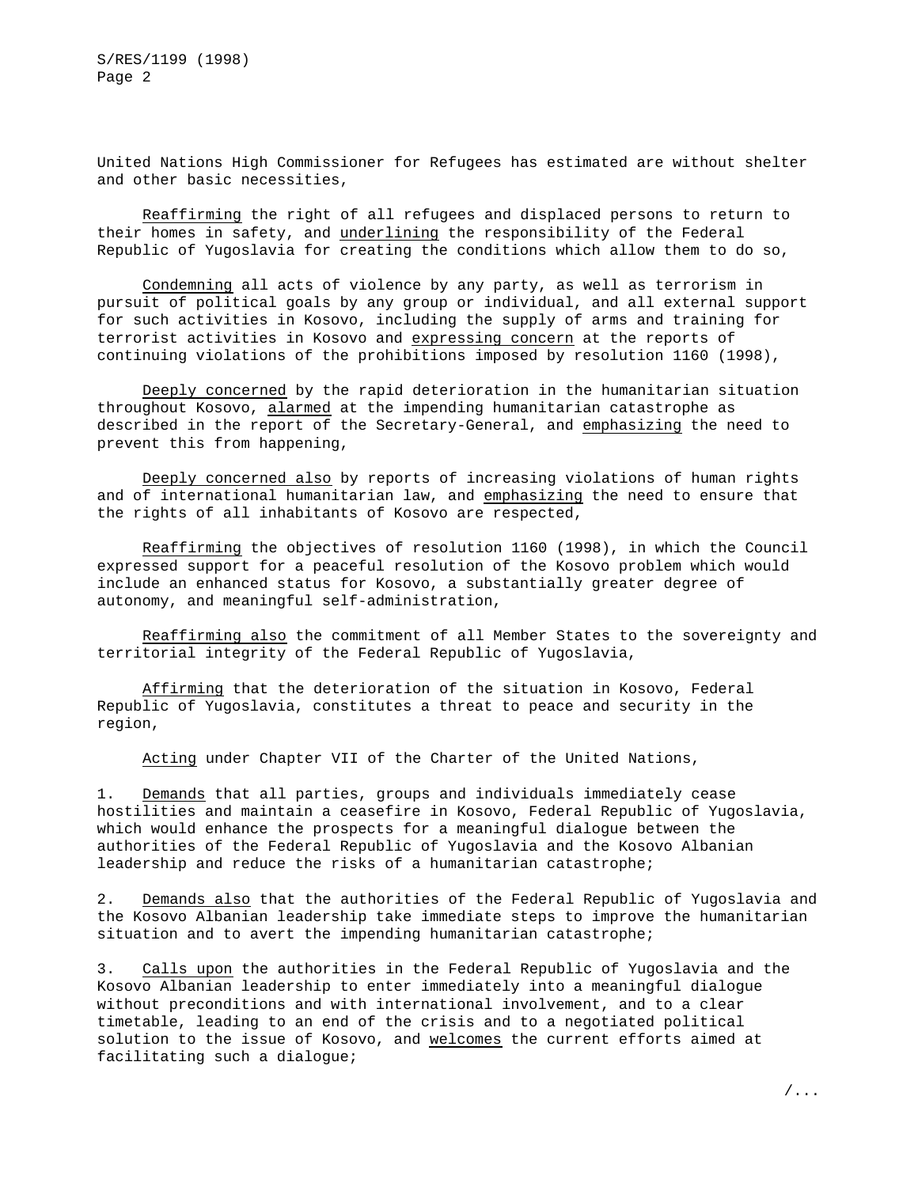United Nations High Commissioner for Refugees has estimated are without shelter and other basic necessities,

*Reaffirming* the right of all refugees and displaced persons to return to their homes in safety, and *underlining* the responsibility of the Federal Republic of Yugoslavia for creating the conditions which allow them to do so,

*Condemning* all acts of violence by any party, as well as terrorism in pursuit of political goals by any group or individual, and all external support for such activities in Kosovo, including the supply of arms and training for terrorist activities in Kosovo and *expressing concern* at the reports of continuing violations of the prohibitions imposed by resolution 1160 (1998),

*Deeply concerned* by the rapid deterioration in the humanitarian situation throughout Kosovo, *alarmed* at the impending humanitarian catastrophe as described in the report of the Secretary-General, and *emphasizing* the need to prevent this from happening,

*Deeply concerned also* by reports of increasing violations of human rights and of international humanitarian law, and *emphasizing* the need to ensure that the rights of all inhabitants of Kosovo are respected,

*Reaffirming* the objectives of resolution 1160 (1998), in which the Council expressed support for a peaceful resolution of the Kosovo problem which would include an enhanced status for Kosovo, a substantially greater degree of autonomy, and meaningful self-administration,

*Reaffirming also* the commitment of all Member States to the sovereignty and territorial integrity of the Federal Republic of Yugoslavia,

*Affirming* that the deterioration of the situation in Kosovo, Federal Republic of Yugoslavia, constitutes a threat to peace and security in the region,

*Acting* under Chapter VII of the Charter of the United Nations,

1. *Demands* that all parties, groups and individuals immediately cease hostilities and maintain a ceasefire in Kosovo, Federal Republic of Yugoslavia, which would enhance the prospects for a meaningful dialogue between the authorities of the Federal Republic of Yugoslavia and the Kosovo Albanian leadership and reduce the risks of a humanitarian catastrophe;

2. *Demands also* that the authorities of the Federal Republic of Yugoslavia and the Kosovo Albanian leadership take immediate steps to improve the humanitarian situation and to avert the impending humanitarian catastrophe;

3. *Calls upon* the authorities in the Federal Republic of Yugoslavia and the Kosovo Albanian leadership to enter immediately into a meaningful dialogue without preconditions and with international involvement, and to a clear timetable, leading to an end of the crisis and to a negotiated political solution to the issue of Kosovo, and *welcomes* the current efforts aimed at facilitating such a dialogue;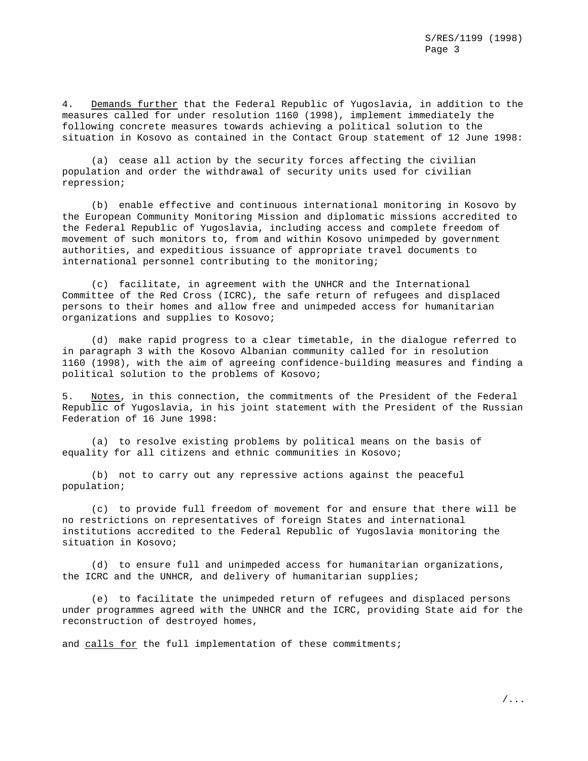4. _Demands further_ that the Federal Republic of Yugoslavia, in addition to the measures called for under resolution 1160 (1998), implement immediately the following concrete measures towards achieving a political solution to the situation in Kosovo as contained in the Contact Group statement of 12 June 1998:

(a) cease all action by the security forces affecting the civilian population and order the withdrawal of security units used for civilian repression;

(b) enable effective and continuous international monitoring in Kosovo by the European Community Monitoring Mission and diplomatic missions accredited to the Federal Republic of Yugoslavia, including access and complete freedom of movement of such monitors to, from and within Kosovo unimpeded by government authorities, and expeditious issuance of appropriate travel documents to international personnel contributing to the monitoring;

(c) facilitate, in agreement with the UNHCR and the International Committee of the Red Cross (ICRC), the safe return of refugees and displaced persons to their homes and allow free and unimpeded access for humanitarian organizations and supplies to Kosovo;

(d) make rapid progress to a clear timetable, in the dialogue referred to in paragraph 3 with the Kosovo Albanian community called for in resolution 1160 (1998), with the aim of agreeing confidence-building measures and finding a political solution to the problems of Kosovo;

5. _Notes_, in this connection, the commitments of the President of the Federal Republic of Yugoslavia, in his joint statement with the President of the Russian Federation of 16 June 1998:

(a) to resolve existing problems by political means on the basis of equality for all citizens and ethnic communities in Kosovo;

(b) not to carry out any repressive actions against the peaceful population;

(c) to provide full freedom of movement for and ensure that there will be no restrictions on representatives of foreign States and international institutions accredited to the Federal Republic of Yugoslavia monitoring the situation in Kosovo;

(d) to ensure full and unimpeded access for humanitarian organizations, the ICRC and the UNHCR, and delivery of humanitarian supplies;

(e) to facilitate the unimpeded return of refugees and displaced persons under programmes agreed with the UNHCR and the ICRC, providing State aid for the reconstruction of destroyed homes,

and _calls for_ the full implementation of these commitments;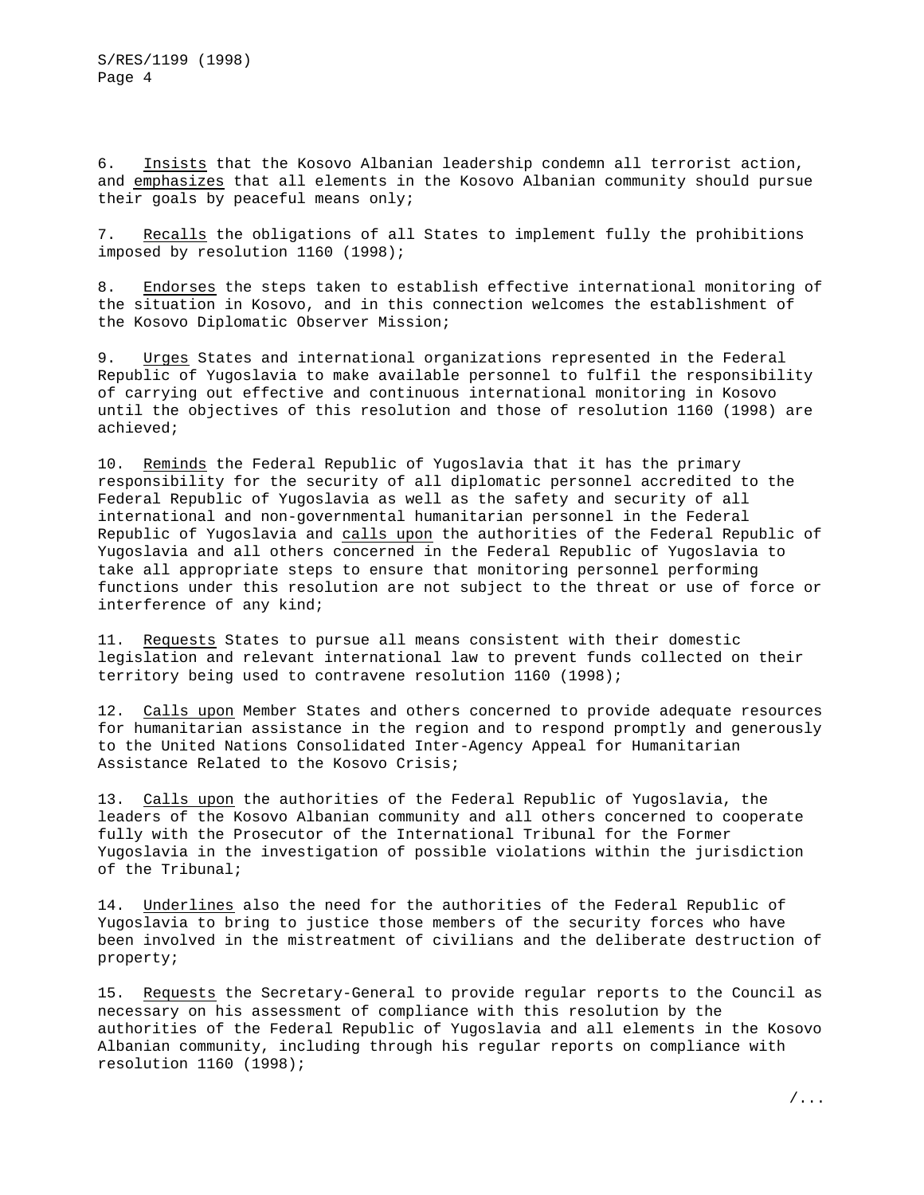6. Insists that the Kosovo Albanian leadership condemn all terrorist action, and emphasizes that all elements in the Kosovo Albanian community should pursue their goals by peaceful means only;

7. Recalls the obligations of all States to implement fully the prohibitions imposed by resolution 1160 (1998);

8. Endorses the steps taken to establish effective international monitoring of the situation in Kosovo, and in this connection welcomes the establishment of the Kosovo Diplomatic Observer Mission;

9. Urges States and international organizations represented in the Federal Republic of Yugoslavia to make available personnel to fulfil the responsibility of carrying out effective and continuous international monitoring in Kosovo until the objectives of this resolution and those of resolution 1160 (1998) are achieved;

10. Reminds the Federal Republic of Yugoslavia that it has the primary responsibility for the security of all diplomatic personnel accredited to the Federal Republic of Yugoslavia as well as the safety and security of all international and non-governmental humanitarian personnel in the Federal Republic of Yugoslavia and calls upon the authorities of the Federal Republic of Yugoslavia and all others concerned in the Federal Republic of Yugoslavia to take all appropriate steps to ensure that monitoring personnel performing functions under this resolution are not subject to the threat or use of force or interference of any kind;

11. Requests States to pursue all means consistent with their domestic legislation and relevant international law to prevent funds collected on their territory being used to contravene resolution 1160 (1998);

12. Calls upon Member States and others concerned to provide adequate resources for humanitarian assistance in the region and to respond promptly and generously to the United Nations Consolidated Inter-Agency Appeal for Humanitarian Assistance Related to the Kosovo Crisis;

13. Calls upon the authorities of the Federal Republic of Yugoslavia, the leaders of the Kosovo Albanian community and all others concerned to cooperate fully with the Prosecutor of the International Tribunal for the Former Yugoslavia in the investigation of possible violations within the jurisdiction of the Tribunal;

14. Underlines also the need for the authorities of the Federal Republic of Yugoslavia to bring to justice those members of the security forces who have been involved in the mistreatment of civilians and the deliberate destruction of property;

15. Requests the Secretary-General to provide regular reports to the Council as necessary on his assessment of compliance with this resolution by the authorities of the Federal Republic of Yugoslavia and all elements in the Kosovo Albanian community, including through his regular reports on compliance with resolution 1160 (1998);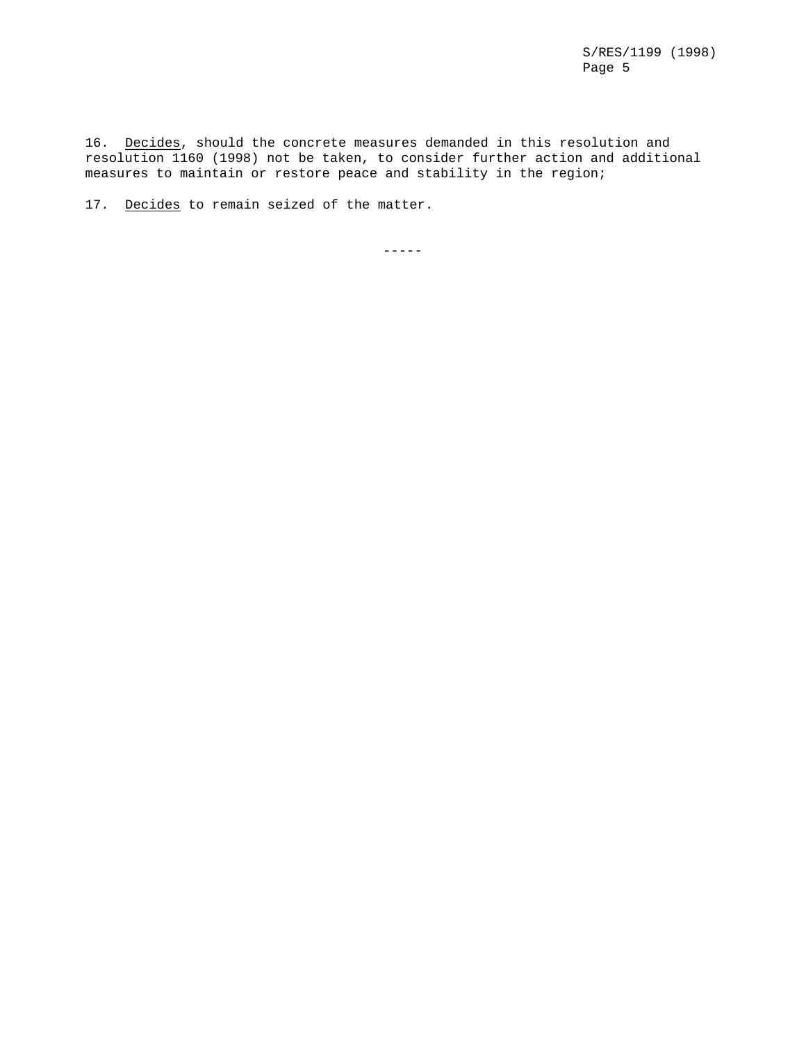16. _Decides_, should the concrete measures demanded in this resolution and resolution 1160 (1998) not be taken, to consider further action and additional measures to maintain or restore peace and stability in the region;

17. _Decides_ to remain seized of the matter.

-----